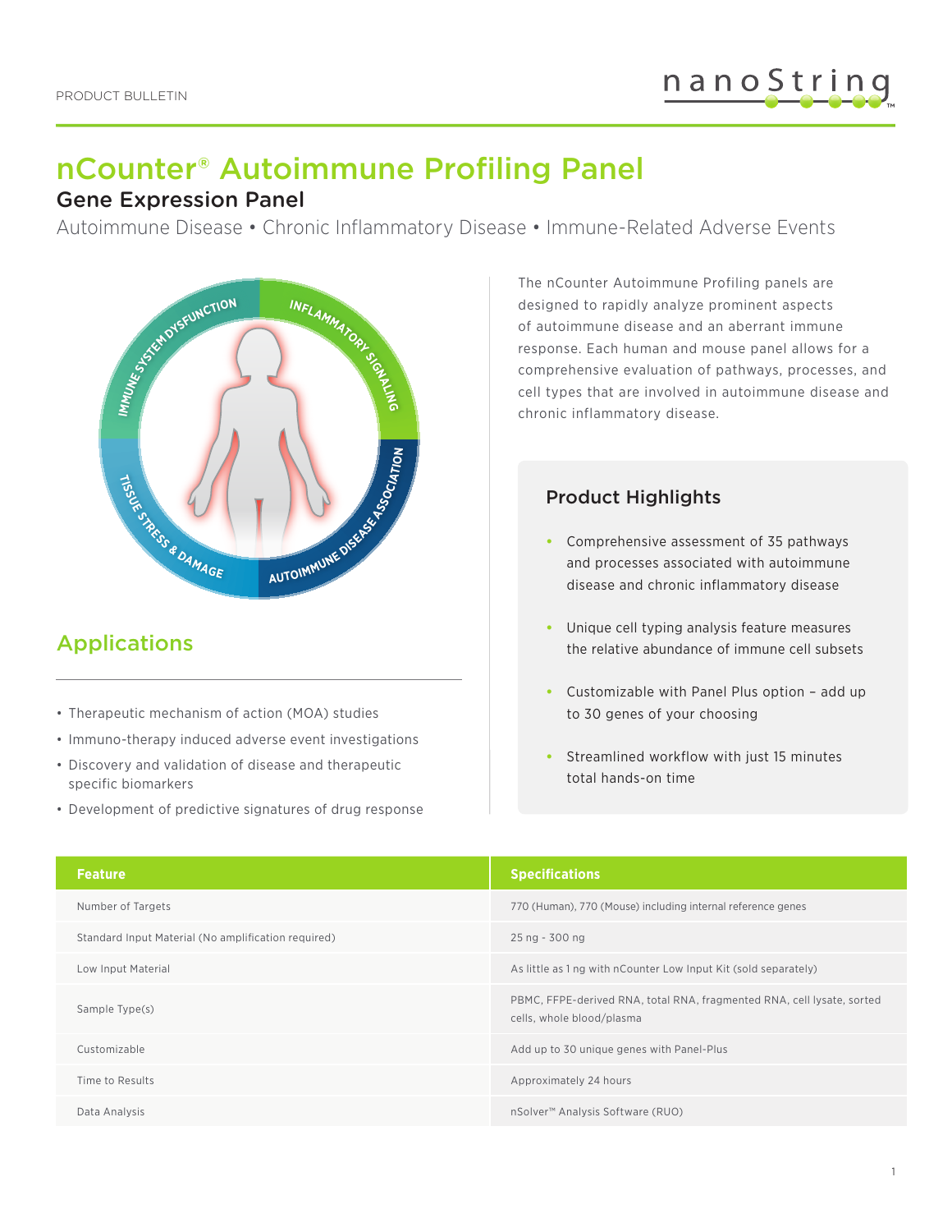PRODUCT BULLETIN

# nCounter® Autoimmune Profiling Panel

## Gene Expression Panel

Autoimmune Disease • Chronic Inflammatory Disease • Immune-Related Adverse Events

The nCounter Autoimmune Profiling panels are designed to rapidly analyze prominent aspects of autoimmune disease and an aberrant immune response. Each human and mouse panel allows for a comprehensive evaluation of pathways, processes, and cell types that are involved in autoimmune disease and chronic inflammatory disease.

## Applications

- Therapeutic mechanism of action (MOA) studies
- Immuno-therapy induced adverse event investigations
- Discovery and validation of disease and therapeutic specific biomarkers
- Development of predictive signatures of drug response

### Product Highlights

- Comprehensive assessment of 35 pathways and processes associated with autoimmune disease and chronic inflammatory disease
- Unique cell typing analysis feature measures the relative abundance of immune cell subsets
- Customizable with Panel Plus option – add up to 30 genes of your choosing
- Streamlined workflow with just 15 minutes total hands-on time

| Feature | Specifications |
| --- | --- |
| Number of Targets | 770 (Human), 770 (Mouse) including internal reference genes |
| Standard Input Material (No amplification required) | 25 ng - 300 ng |
| Low Input Material | As little as 1 ng with nCounter Low Input Kit (sold separately) |
| Sample Type(s) | PBMC, FFPE-derived RNA, total RNA, fragmented RNA, cell lysate, sorted cells, whole blood/plasma |
| Customizable | Add up to 30 unique genes with Panel-Plus |
| Time to Results | Approximately 24 hours |
| Data Analysis | nSolver™ Analysis Software (RUO) |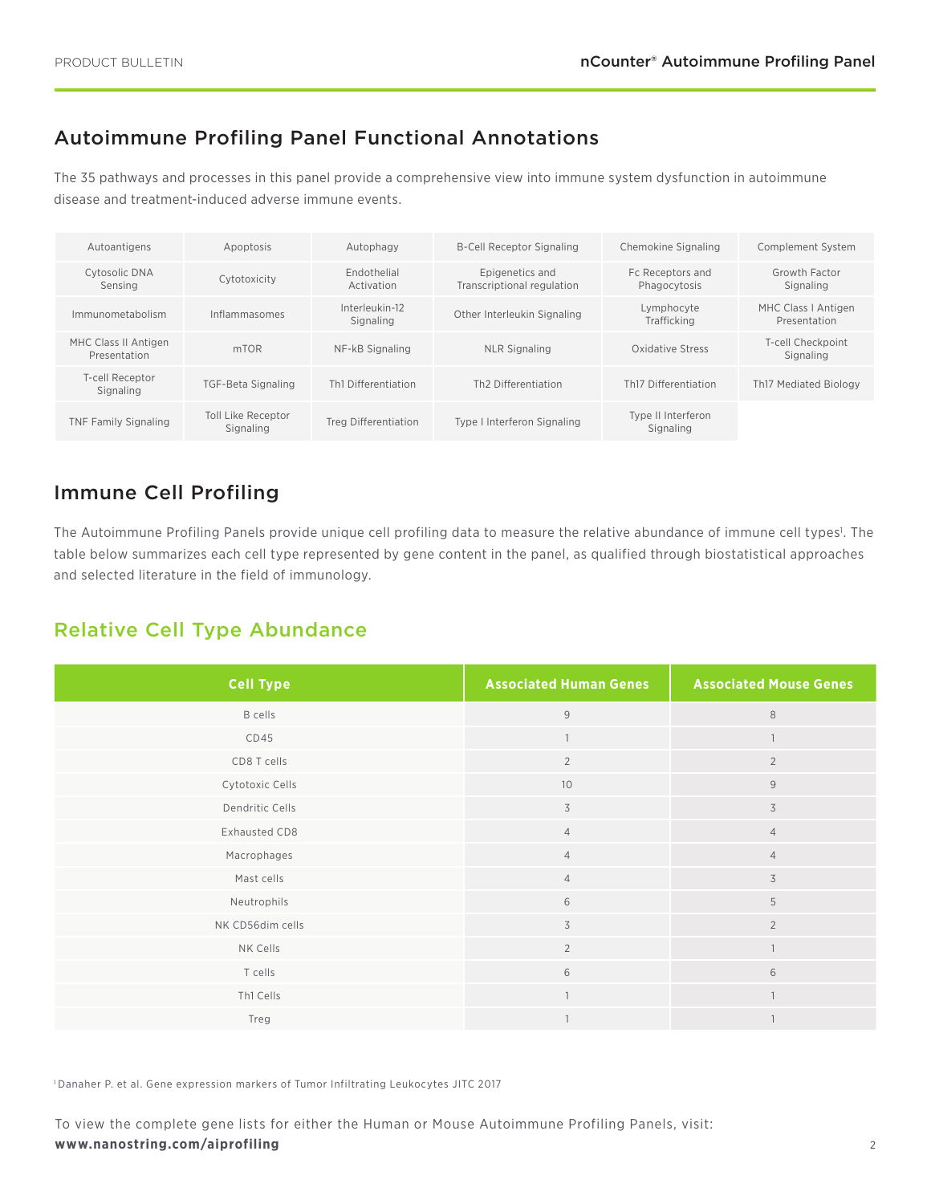## Autoimmune Profiling Panel Functional Annotations

The 35 pathways and processes in this panel provide a comprehensive view into immune system dysfunction in autoimmune disease and treatment-induced adverse immune events.

| | | | | | |
|---|---|---|---|---|---|
| Autoantigens | Apoptosis | Autophagy | B-Cell Receptor Signaling | Chemokine Signaling | Complement System |
| Cytosolic DNA Sensing | Cytotoxicity | Endothelial Activation | Epigenetics and Transcriptional regulation | Fc Receptors and Phagocytosis | Growth Factor Signaling |
| Immunometabolism | Inflammasomes | Interleukin-12 Signaling | Other Interleukin Signaling | Lymphocyte Trafficking | MHC Class I Antigen Presentation |
| MHC Class II Antigen Presentation | mTOR | NF-kB Signaling | NLR Signaling | Oxidative Stress | T-cell Checkpoint Signaling |
| T-cell Receptor Signaling | TGF-Beta Signaling | Th1 Differentiation | Th2 Differentiation | Th17 Differentiation | Th17 Mediated Biology |
| TNF Family Signaling | Toll Like Receptor Signaling | Treg Differentiation | Type I Interferon Signaling | Type II Interferon Signaling | |

## Immune Cell Profiling

The Autoimmune Profiling Panels provide unique cell profiling data to measure the relative abundance of immune cell types[1]. The table below summarizes each cell type represented by gene content in the panel, as qualified through biostatistical approaches and selected literature in the field of immunology.

## Relative Cell Type Abundance

| Cell Type | Associated Human Genes | Associated Mouse Genes |
|---|---|---|
| B cells | 9 | 8 |
| CD45 | 1 | 1 |
| CD8 T cells | 2 | 2 |
| Cytotoxic Cells | 10 | 9 |
| Dendritic Cells | 3 | 3 |
| Exhausted CD8 | 4 | 4 |
| Macrophages | 4 | 4 |
| Mast cells | 4 | 3 |
| Neutrophils | 6 | 5 |
| NK CD56dim cells | 3 | 2 |
| NK Cells | 2 | 1 |
| T cells | 6 | 6 |
| Th1 Cells | 1 | 1 |
| Treg | 1 | 1 |

[1] Danaher P. et al. Gene expression markers of Tumor Infiltrating Leukocytes JITC 2017

To view the complete gene lists for either the Human or Mouse Autoimmune Profiling Panels, visit:
**www.nanostring.com/aiprofiling**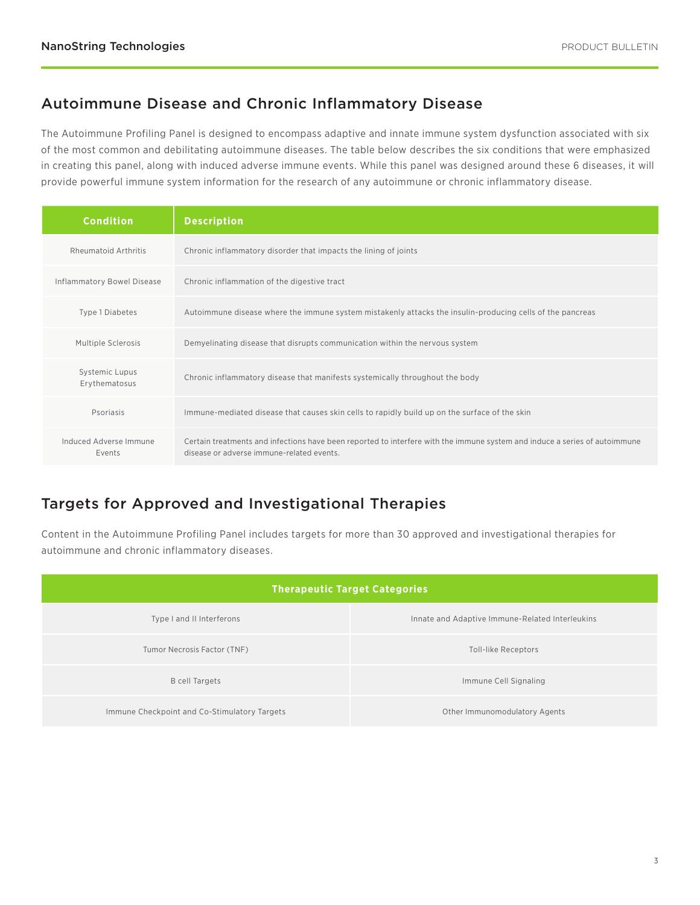## Autoimmune Disease and Chronic Inflammatory Disease

The Autoimmune Profiling Panel is designed to encompass adaptive and innate immune system dysfunction associated with six of the most common and debilitating autoimmune diseases. The table below describes the six conditions that were emphasized in creating this panel, along with induced adverse immune events. While this panel was designed around these 6 diseases, it will provide powerful immune system information for the research of any autoimmune or chronic inflammatory disease.

| Condition | Description |
|---|---|
| Rheumatoid Arthritis | Chronic inflammatory disorder that impacts the lining of joints |
| Inflammatory Bowel Disease | Chronic inflammation of the digestive tract |
| Type 1 Diabetes | Autoimmune disease where the immune system mistakenly attacks the insulin-producing cells of the pancreas |
| Multiple Sclerosis | Demyelinating disease that disrupts communication within the nervous system |
| Systemic Lupus Erythematosus | Chronic inflammatory disease that manifests systemically throughout the body |
| Psoriasis | Immune-mediated disease that causes skin cells to rapidly build up on the surface of the skin |
| Induced Adverse Immune Events | Certain treatments and infections have been reported to interfere with the immune system and induce a series of autoimmune disease or adverse immune-related events. |

## Targets for Approved and Investigational Therapies

Content in the Autoimmune Profiling Panel includes targets for more than 30 approved and investigational therapies for autoimmune and chronic inflammatory diseases.

| Therapeutic Target Categories | |
|---|---|
| Type I and II Interferons | Innate and Adaptive Immune-Related Interleukins |
| Tumor Necrosis Factor (TNF) | Toll-like Receptors |
| B cell Targets | Immune Cell Signaling |
| Immune Checkpoint and Co-Stimulatory Targets | Other Immunomodulatory Agents |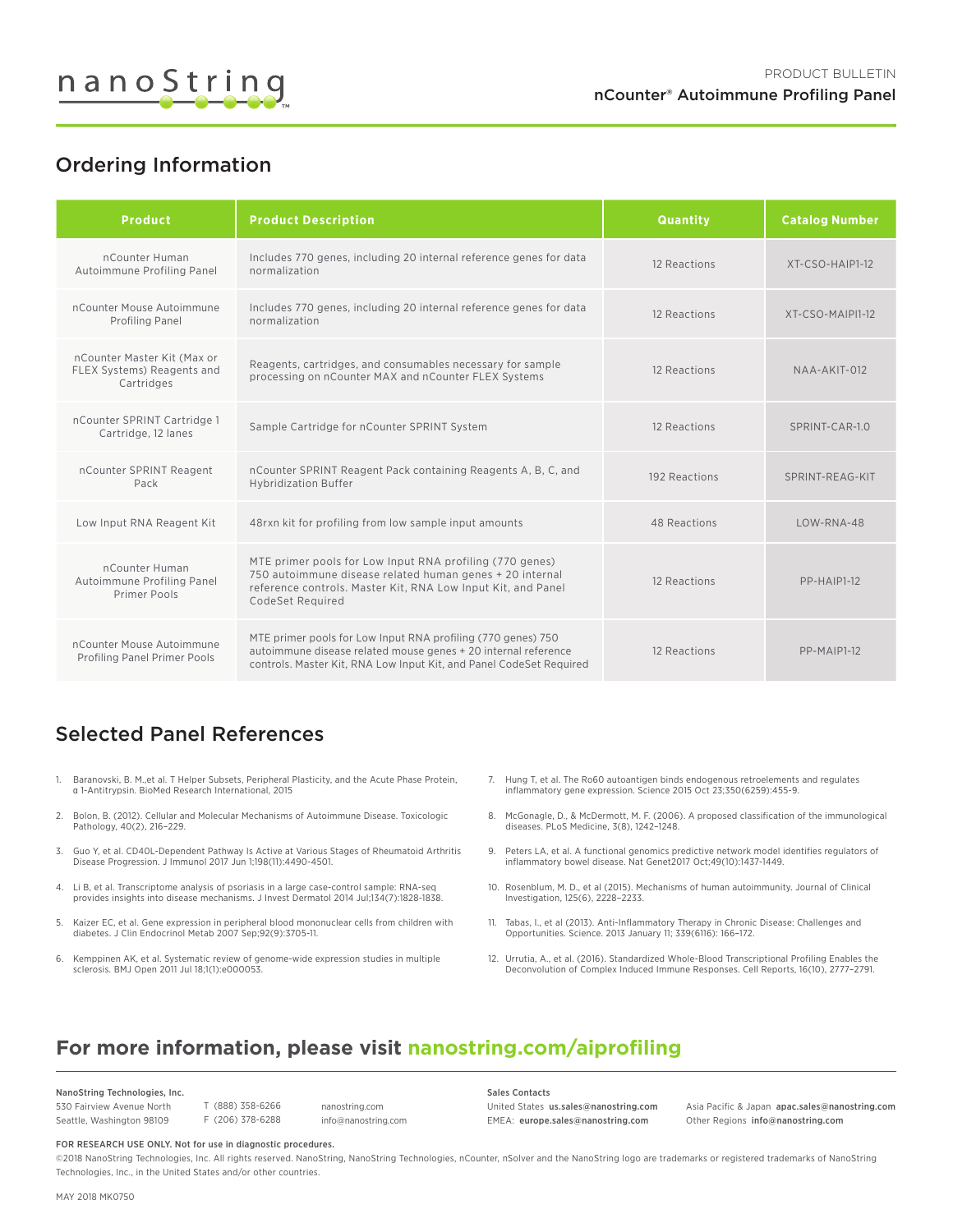## Ordering Information

| Product | Product Description | Quantity | Catalog Number |
|---|---|---|---|
| nCounter Human Autoimmune Profiling Panel | Includes 770 genes, including 20 internal reference genes for data normalization | 12 Reactions | XT-CSO-HAIP1-12 |
| nCounter Mouse Autoimmune Profiling Panel | Includes 770 genes, including 20 internal reference genes for data normalization | 12 Reactions | XT-CSO-MAIPI1-12 |
| nCounter Master Kit (Max or FLEX Systems) Reagents and Cartridges | Reagents, cartridges, and consumables necessary for sample processing on nCounter MAX and nCounter FLEX Systems | 12 Reactions | NAA-AKIT-012 |
| nCounter SPRINT Cartridge 1 Cartridge, 12 lanes | Sample Cartridge for nCounter SPRINT System | 12 Reactions | SPRINT-CAR-1.0 |
| nCounter SPRINT Reagent Pack | nCounter SPRINT Reagent Pack containing Reagents A, B, C, and Hybridization Buffer | 192 Reactions | SPRINT-REAG-KIT |
| Low Input RNA Reagent Kit | 48rxn kit for profiling from low sample input amounts | 48 Reactions | LOW-RNA-48 |
| nCounter Human Autoimmune Profiling Panel Primer Pools | MTE primer pools for Low Input RNA profiling (770 genes) 750 autoimmune disease related human genes + 20 internal reference controls. Master Kit, RNA Low Input Kit, and Panel CodeSet Required | 12 Reactions | PP-HAIP1-12 |
| nCounter Mouse Autoimmune Profiling Panel Primer Pools | MTE primer pools for Low Input RNA profiling (770 genes) 750 autoimmune disease related mouse genes + 20 internal reference controls. Master Kit, RNA Low Input Kit, and Panel CodeSet Required | 12 Reactions | PP-MAIP1-12 |

## Selected Panel References

1. Baranovski, B. M.,et al. T Helper Subsets, Peripheral Plasticity, and the Acute Phase Protein, α 1-Antitrypsin. BioMed Research International, 2015
2. Bolon, B. (2012). Cellular and Molecular Mechanisms of Autoimmune Disease. Toxicologic Pathology, 40(2), 216–229.
3. Guo Y, et al. CD40L-Dependent Pathway Is Active at Various Stages of Rheumatoid Arthritis Disease Progression. J Immunol 2017 Jun 1;198(11):4490-4501.
4. Li B, et al. Transcriptome analysis of psoriasis in a large case-control sample: RNA-seq provides insights into disease mechanisms. J Invest Dermatol 2014 Jul;134(7):1828-1838.
5. Kaizer EC, et al. Gene expression in peripheral blood mononuclear cells from children with diabetes. J Clin Endocrinol Metab 2007 Sep;92(9):3705-11.
6. Kemppinen AK, et al. Systematic review of genome-wide expression studies in multiple sclerosis. BMJ Open 2011 Jul 18;1(1):e000053.
7. Hung T, et al. The Ro60 autoantigen binds endogenous retroelements and regulates inflammatory gene expression. Science 2015 Oct 23;350(6259):455-9.
8. McGonagle, D., & McDermott, M. F. (2006). A proposed classification of the immunological diseases. PLoS Medicine, 3(8), 1242–1248.
9. Peters LA, et al. A functional genomics predictive network model identifies regulators of inflammatory bowel disease. Nat Genet2017 Oct;49(10):1437-1449.
10. Rosenblum, M. D., et al (2015). Mechanisms of human autoimmunity. Journal of Clinical Investigation, 125(6), 2228–2233.
11. Tabas, I., et al (2013). Anti-Inflammatory Therapy in Chronic Disease: Challenges and Opportunities. Science. 2013 January 11; 339(6116): 166–172.
12. Urrutia, A., et al. (2016). Standardized Whole-Blood Transcriptional Profiling Enables the Deconvolution of Complex Induced Immune Responses. Cell Reports, 16(10), 2777–2791.

## For more information, please visit nanostring.com/aiprofiling

**NanoString Technologies, Inc.**
530 Fairview Avenue North
Seattle, Washington 98109

T (888) 358-6266
F (206) 378-6288

nanostring.com
info@nanostring.com

**Sales Contacts**
United States **us.sales@nanostring.com**
EMEA: **europe.sales@nanostring.com**
Asia Pacific & Japan **apac.sales@nanostring.com**
Other Regions **info@nanostring.com**

**FOR RESEARCH USE ONLY. Not for use in diagnostic procedures.**

©2018 NanoString Technologies, Inc. All rights reserved. NanoString, NanoString Technologies, nCounter, nSolver and the NanoString logo are trademarks or registered trademarks of NanoString Technologies, Inc., in the United States and/or other countries.

MAY 2018 MK0750